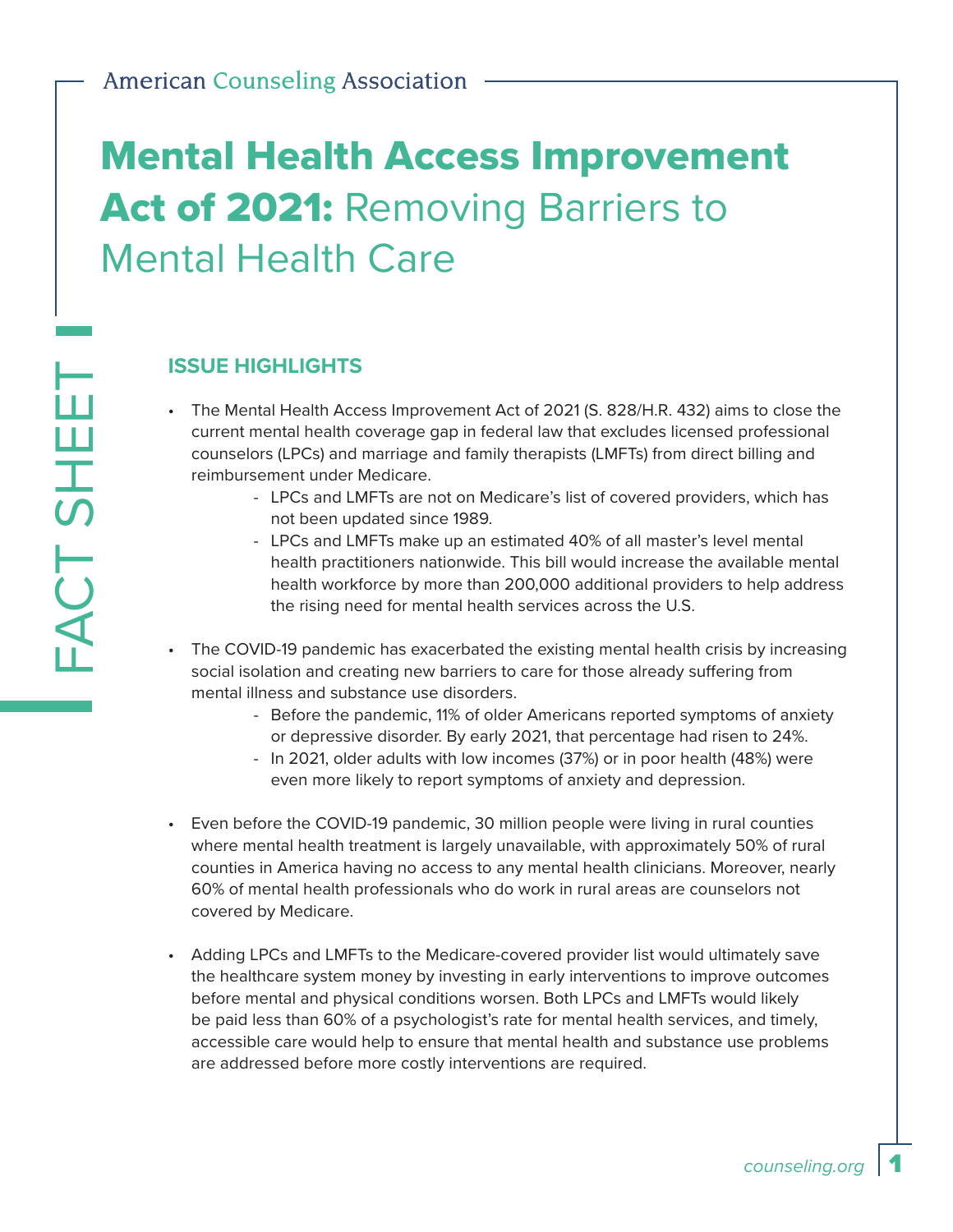American Counseling Association

FACT SHEET

# Mental Health Access Improvement Act of 2021: Removing Barriers to Mental Health Care

## ISSUE HIGHLIGHTS

- The Mental Health Access Improvement Act of 2021 (S. 828/H.R. 432) aims to close the current mental health coverage gap in federal law that excludes licensed professional counselors (LPCs) and marriage and family therapists (LMFTs) from direct billing and reimbursement under Medicare.
  - LPCs and LMFTs are not on Medicare's list of covered providers, which has not been updated since 1989.
  - LPCs and LMFTs make up an estimated 40% of all master's level mental health practitioners nationwide. This bill would increase the available mental health workforce by more than 200,000 additional providers to help address the rising need for mental health services across the U.S.
- The COVID-19 pandemic has exacerbated the existing mental health crisis by increasing social isolation and creating new barriers to care for those already suffering from mental illness and substance use disorders.
  - Before the pandemic, 11% of older Americans reported symptoms of anxiety or depressive disorder. By early 2021, that percentage had risen to 24%.
  - In 2021, older adults with low incomes (37%) or in poor health (48%) were even more likely to report symptoms of anxiety and depression.
- Even before the COVID-19 pandemic, 30 million people were living in rural counties where mental health treatment is largely unavailable, with approximately 50% of rural counties in America having no access to any mental health clinicians. Moreover, nearly 60% of mental health professionals who do work in rural areas are counselors not covered by Medicare.
- Adding LPCs and LMFTs to the Medicare-covered provider list would ultimately save the healthcare system money by investing in early interventions to improve outcomes before mental and physical conditions worsen. Both LPCs and LMFTs would likely be paid less than 60% of a psychologist's rate for mental health services, and timely, accessible care would help to ensure that mental health and substance use problems are addressed before more costly interventions are required.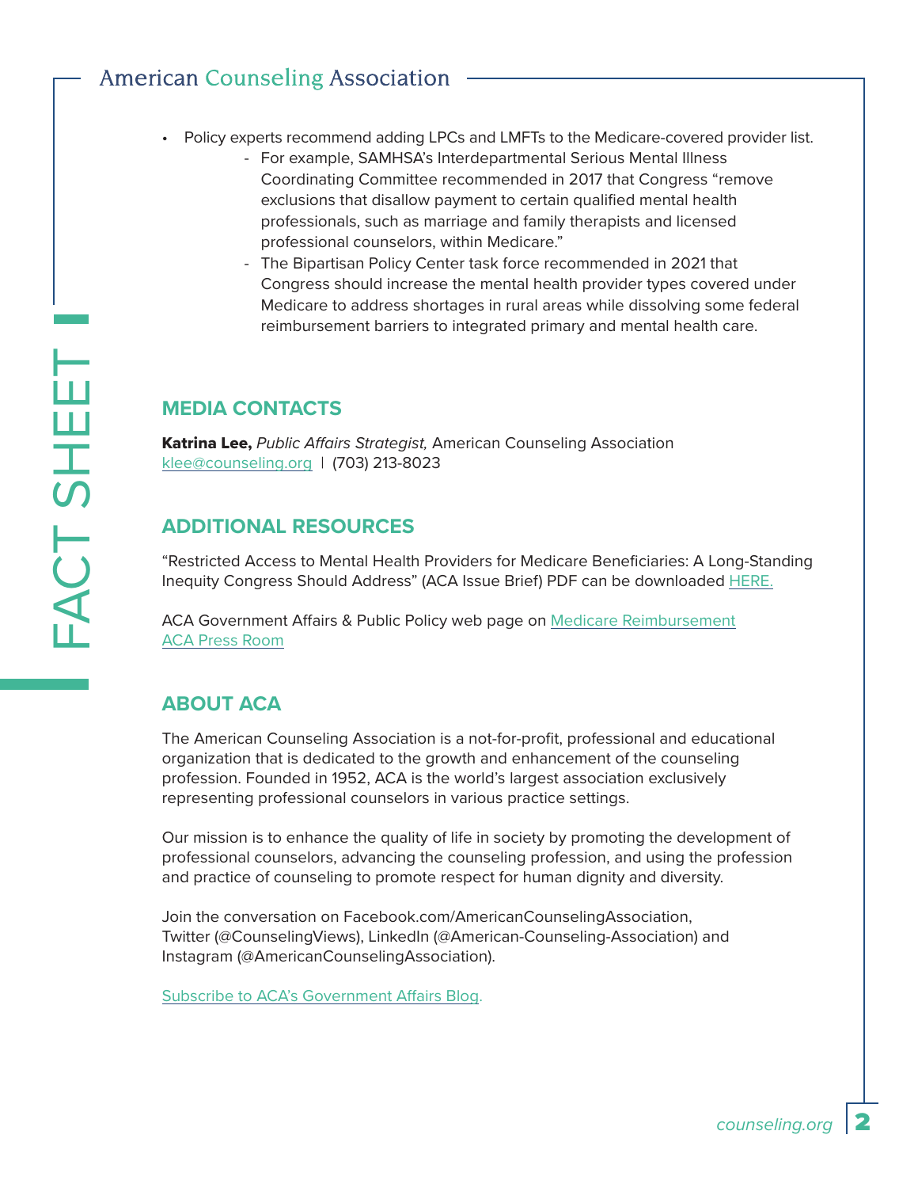- Policy experts recommend adding LPCs and LMFTs to the Medicare-covered provider list.
  - For example, SAMHSA's Interdepartmental Serious Mental Illness Coordinating Committee recommended in 2017 that Congress "remove exclusions that disallow payment to certain qualified mental health professionals, such as marriage and family therapists and licensed professional counselors, within Medicare."
  - The Bipartisan Policy Center task force recommended in 2021 that Congress should increase the mental health provider types covered under Medicare to address shortages in rural areas while dissolving some federal reimbursement barriers to integrated primary and mental health care.

## MEDIA CONTACTS

**Katrina Lee,** *Public Affairs Strategist,* American Counseling Association
klee@counseling.org | (703) 213-8023

## ADDITIONAL RESOURCES

"Restricted Access to Mental Health Providers for Medicare Beneficiaries: A Long-Standing Inequity Congress Should Address" (ACA Issue Brief) PDF can be downloaded HERE.

ACA Government Affairs & Public Policy web page on Medicare Reimbursement
ACA Press Room

## ABOUT ACA

The American Counseling Association is a not-for-profit, professional and educational organization that is dedicated to the growth and enhancement of the counseling profession. Founded in 1952, ACA is the world's largest association exclusively representing professional counselors in various practice settings.

Our mission is to enhance the quality of life in society by promoting the development of professional counselors, advancing the counseling profession, and using the profession and practice of counseling to promote respect for human dignity and diversity.

Join the conversation on Facebook.com/AmericanCounselingAssociation, Twitter (@CounselingViews), LinkedIn (@American-Counseling-Association) and Instagram (@AmericanCounselingAssociation).

Subscribe to ACA's Government Affairs Blog.